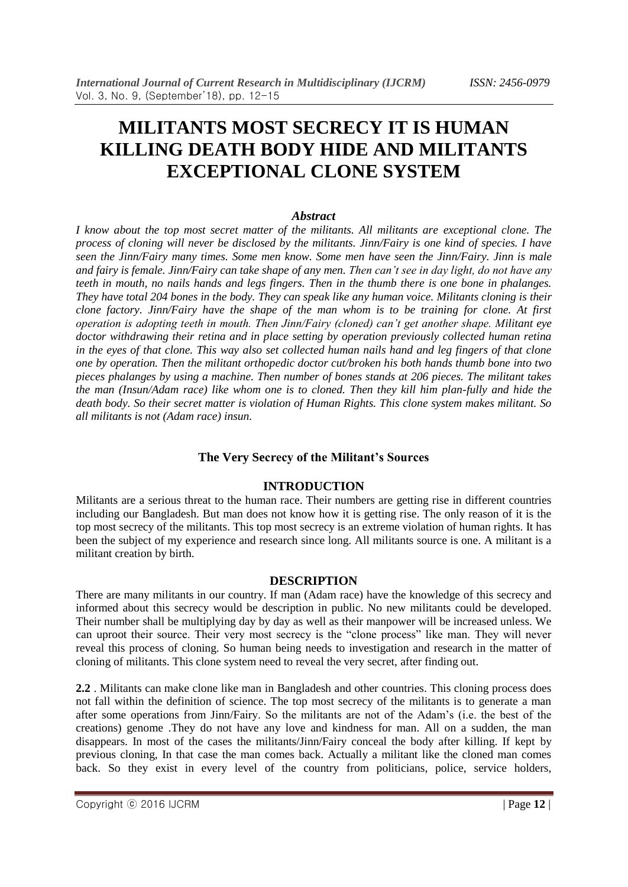# MILITANTS MOST SECRECY IT IS HUMAN KILLING DEATH BODY HIDE AND MILITANTS EXCEPTIONAL CLONE SYSTEM

### *Abstract*

*I know about the top most secret matter of the militants. All militants are exceptional clone. The process of cloning will never be disclosed by the militants. Jinn/Fairy is one kind of species. I have seen the Jinn/Fairy many times. Some men know. Some men have seen the Jinn/Fairy. Jinn is male and fairy is female. Jinn/Fairy can take shape of any men. Then can't see in day light, do not have any teeth in mouth, no nails hands and legs fingers. Then in the thumb there is one bone in phalanges. They have total 204 bones in the body. They can speak like any human voice. Militants cloning is their clone factory. Jinn/Fairy have the shape of the man whom is to be training for clone. At first operation is adopting teeth in mouth. Then Jinn/Fairy (cloned) can't get another shape. Militant eye doctor withdrawing their retina and in place setting by operation previously collected human retina in the eyes of that clone. This way also set collected human nails hand and leg fingers of that clone one by operation. Then the militant orthopedic doctor cut/broken his both hands thumb bone into two pieces phalanges by using a machine. Then number of bones stands at 206 pieces. The militant takes the man (Insun/Adam race) like whom one is to cloned. Then they kill him plan-fully and hide the death body. So their secret matter is violation of Human Rights. This clone system makes militant. So all militants is not (Adam race) insun.*

### The Very Secrecy of the Militant's Sources

## INTRODUCTION

Militants are a serious threat to the human race. Their numbers are getting rise in different countries including our Bangladesh. But man does not know how it is getting rise. The only reason of it is the top most secrecy of the militants. This top most secrecy is an extreme violation of human rights. It has been the subject of my experience and research since long. All militants source is one. A militant is a militant creation by birth.

## DESCRIPTION

There are many militants in our country. If man (Adam race) have the knowledge of this secrecy and informed about this secrecy would be description in public. No new militants could be developed. Their number shall be multiplying day by day as well as their manpower will be increased unless. We can uproot their source. Their very most secrecy is the "clone process" like man. They will never reveal this process of cloning. So human being needs to investigation and research in the matter of cloning of militants. This clone system need to reveal the very secret, after finding out.

**2.2** . Militants can make clone like man in Bangladesh and other countries. This cloning process does not fall within the definition of science. The top most secrecy of the militants is to generate a man after some operations from Jinn/Fairy. So the militants are not of the Adam's (i.e. the best of the creations) genome .They do not have any love and kindness for man. All on a sudden, the man disappears. In most of the cases the militants/Jinn/Fairy conceal the body after killing. If kept by previous cloning, In that case the man comes back. Actually a militant like the cloned man comes back. So they exist in every level of the country from politicians, police, service holders,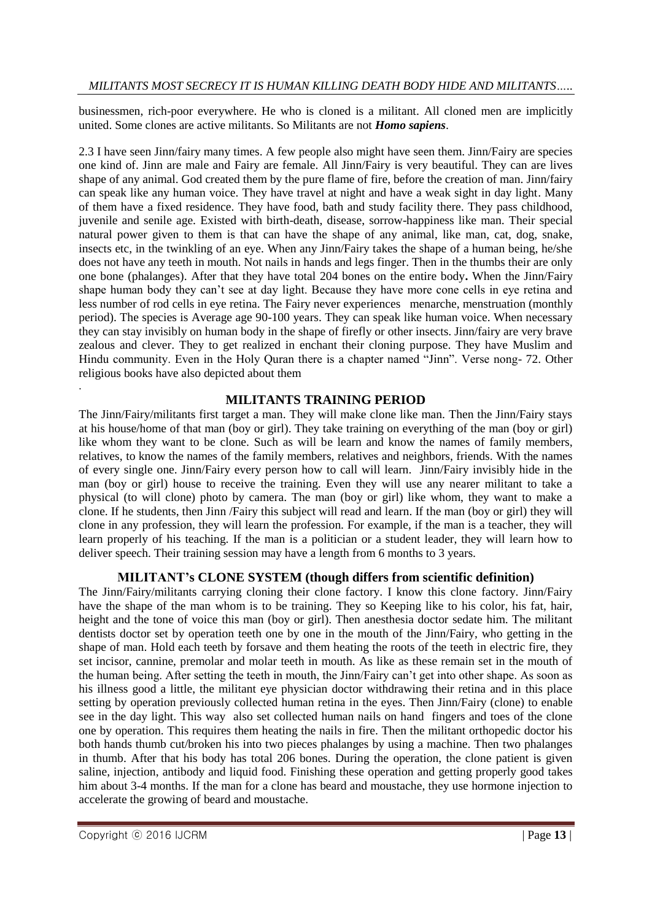businessmen, rich-poor everywhere. He who is cloned is a militant. All cloned men are implicitly united. Some clones are active militants. So Militants are not ***Homo sapiens***.

2.3 I have seen Jinn/fairy many times. A few people also might have seen them. Jinn/Fairy are species one kind of. Jinn are male and Fairy are female. All Jinn/Fairy is very beautiful. They can are lives shape of any animal. God created them by the pure flame of fire, before the creation of man. Jinn/fairy can speak like any human voice. They have travel at night and have a weak sight in day light. Many of them have a fixed residence. They have food, bath and study facility there. They pass childhood, juvenile and senile age. Existed with birth-death, disease, sorrow-happiness like man. Their special natural power given to them is that can have the shape of any animal, like man, cat, dog, snake, insects etc, in the twinkling of an eye. When any Jinn/Fairy takes the shape of a human being, he/she does not have any teeth in mouth. Not nails in hands and legs finger. Then in the thumbs their are only one bone (phalanges). After that they have total 204 bones on the entire body**.** When the Jinn/Fairy shape human body they can't see at day light. Because they have more cone cells in eye retina and less number of rod cells in eye retina. The Fairy never experiences menarche, menstruation (monthly period). The species is Average age 90-100 years. They can speak like human voice. When necessary they can stay invisibly on human body in the shape of firefly or other insects. Jinn/fairy are very brave zealous and clever. They to get realized in enchant their cloning purpose. They have Muslim and Hindu community. Even in the Holy Quran there is a chapter named "Jinn". Verse nong- 72. Other religious books have also depicted about them

.

## MILITANTS TRAINING PERIOD

The Jinn/Fairy/militants first target a man. They will make clone like man. Then the Jinn/Fairy stays at his house/home of that man (boy or girl). They take training on everything of the man (boy or girl) like whom they want to be clone. Such as will be learn and know the names of family members, relatives, to know the names of the family members, relatives and neighbors, friends. With the names of every single one. Jinn/Fairy every person how to call will learn. Jinn/Fairy invisibly hide in the man (boy or girl) house to receive the training. Even they will use any nearer militant to take a physical (to will clone) photo by camera. The man (boy or girl) like whom, they want to make a clone. If he students, then Jinn /Fairy this subject will read and learn. If the man (boy or girl) they will clone in any profession, they will learn the profession. For example, if the man is a teacher, they will learn properly of his teaching. If the man is a politician or a student leader, they will learn how to deliver speech. Their training session may have a length from 6 months to 3 years.

## MILITANT's CLONE SYSTEM (though differs from scientific definition)

The Jinn/Fairy/militants carrying cloning their clone factory. I know this clone factory. Jinn/Fairy have the shape of the man whom is to be training. They so Keeping like to his color, his fat, hair, height and the tone of voice this man (boy or girl). Then anesthesia doctor sedate him. The militant dentists doctor set by operation teeth one by one in the mouth of the Jinn/Fairy, who getting in the shape of man. Hold each teeth by forsave and them heating the roots of the teeth in electric fire, they set incisor, cannine, premolar and molar teeth in mouth. As like as these remain set in the mouth of the human being. After setting the teeth in mouth, the Jinn/Fairy can't get into other shape. As soon as his illness good a little, the militant eye physician doctor withdrawing their retina and in this place setting by operation previously collected human retina in the eyes. Then Jinn/Fairy (clone) to enable see in the day light. This way also set collected human nails on hand fingers and toes of the clone one by operation. This requires them heating the nails in fire. Then the militant orthopedic doctor his both hands thumb cut/broken his into two pieces phalanges by using a machine. Then two phalanges in thumb. After that his body has total 206 bones. During the operation, the clone patient is given saline, injection, antibody and liquid food. Finishing these operation and getting properly good takes him about 3-4 months. If the man for a clone has beard and moustache, they use hormone injection to accelerate the growing of beard and moustache.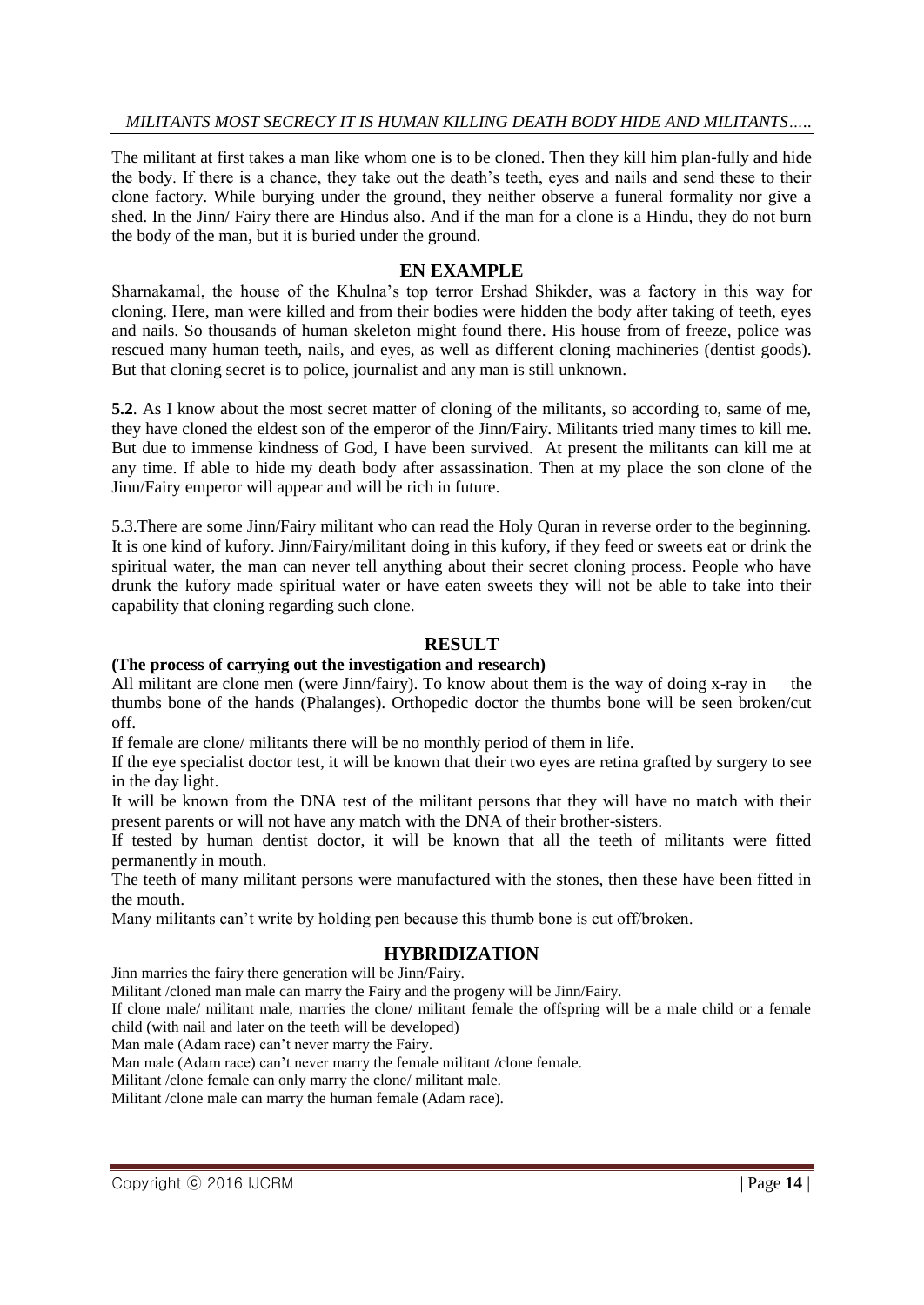The militant at first takes a man like whom one is to be cloned. Then they kill him plan-fully and hide the body. If there is a chance, they take out the death's teeth, eyes and nails and send these to their clone factory. While burying under the ground, they neither observe a funeral formality nor give a shed. In the Jinn/ Fairy there are Hindus also. And if the man for a clone is a Hindu, they do not burn the body of the man, but it is buried under the ground.

## EN EXAMPLE

Sharnakamal, the house of the Khulna's top terror Ershad Shikder, was a factory in this way for cloning. Here, man were killed and from their bodies were hidden the body after taking of teeth, eyes and nails. So thousands of human skeleton might found there. His house from of freeze, police was rescued many human teeth, nails, and eyes, as well as different cloning machineries (dentist goods). But that cloning secret is to police, journalist and any man is still unknown.

**5.2**. As I know about the most secret matter of cloning of the militants, so according to, same of me, they have cloned the eldest son of the emperor of the Jinn/Fairy. Militants tried many times to kill me. But due to immense kindness of God, I have been survived. At present the militants can kill me at any time. If able to hide my death body after assassination. Then at my place the son clone of the Jinn/Fairy emperor will appear and will be rich in future.

5.3.There are some Jinn/Fairy militant who can read the Holy Quran in reverse order to the beginning. It is one kind of kufory. Jinn/Fairy/militant doing in this kufory, if they feed or sweets eat or drink the spiritual water, the man can never tell anything about their secret cloning process. People who have drunk the kufory made spiritual water or have eaten sweets they will not be able to take into their capability that cloning regarding such clone.

## RESULT

**(The process of carrying out the investigation and research)**

All militant are clone men (were Jinn/fairy). To know about them is the way of doing x-ray in the thumbs bone of the hands (Phalanges). Orthopedic doctor the thumbs bone will be seen broken/cut off.

If female are clone/ militants there will be no monthly period of them in life.

If the eye specialist doctor test, it will be known that their two eyes are retina grafted by surgery to see in the day light.

It will be known from the DNA test of the militant persons that they will have no match with their present parents or will not have any match with the DNA of their brother-sisters.

If tested by human dentist doctor, it will be known that all the teeth of militants were fitted permanently in mouth.

The teeth of many militant persons were manufactured with the stones, then these have been fitted in the mouth.

Many militants can't write by holding pen because this thumb bone is cut off/broken.

## HYBRIDIZATION

Jinn marries the fairy there generation will be Jinn/Fairy.

Militant /cloned man male can marry the Fairy and the progeny will be Jinn/Fairy.

If clone male/ militant male, marries the clone/ militant female the offspring will be a male child or a female child (with nail and later on the teeth will be developed)

Man male (Adam race) can't never marry the Fairy.

Man male (Adam race) can't never marry the female militant /clone female.

Militant /clone female can only marry the clone/ militant male.

Militant /clone male can marry the human female (Adam race).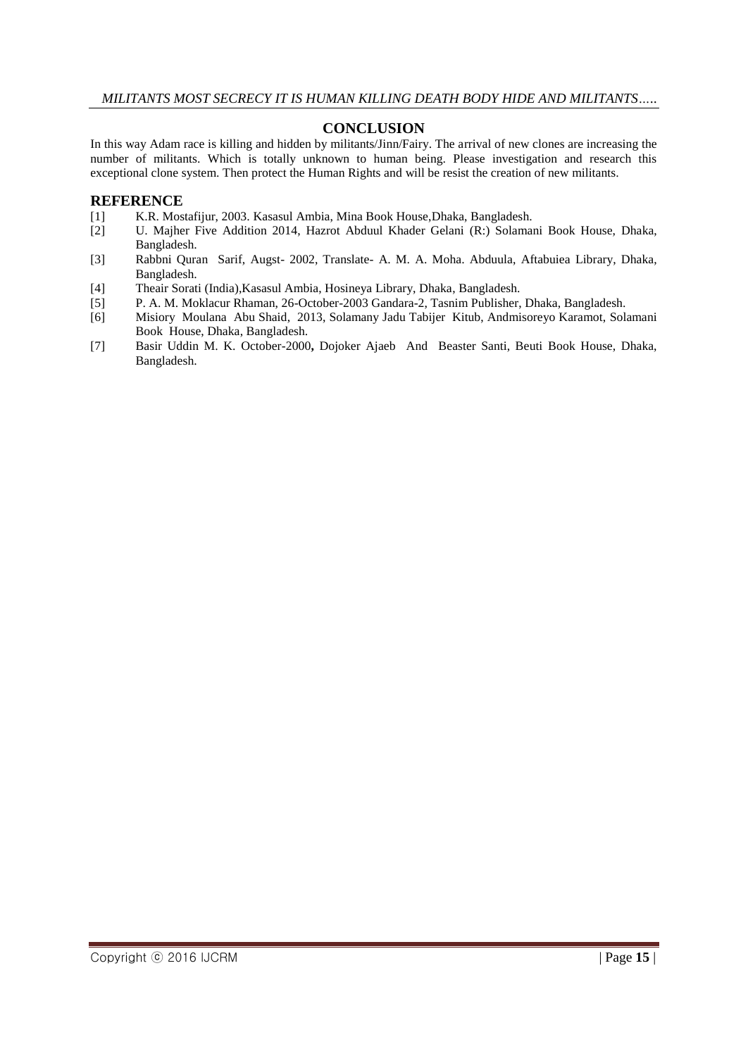## CONCLUSION

In this way Adam race is killing and hidden by militants/Jinn/Fairy. The arrival of new clones are increasing the number of militants. Which is totally unknown to human being. Please investigation and research this exceptional clone system. Then protect the Human Rights and will be resist the creation of new militants.

## REFERENCE

[1] K.R. Mostafijur, 2003. Kasasul Ambia, Mina Book House,Dhaka, Bangladesh.

[2] U. Majher Five Addition 2014, Hazrot Abduul Khader Gelani (R:) Solamani Book House, Dhaka, Bangladesh.

[3] Rabbni Quran Sarif, Augst- 2002, Translate- A. M. A. Moha. Abduula, Aftabuiea Library, Dhaka, Bangladesh.

[4] Theair Sorati (India),Kasasul Ambia, Hosineya Library, Dhaka, Bangladesh.

[5] P. A. M. Moklacur Rhaman, 26-October-2003 Gandara-2, Tasnim Publisher, Dhaka, Bangladesh.

[6] Misiory Moulana Abu Shaid, 2013, Solamany Jadu Tabijer Kitub, Andmisoreyo Karamot, Solamani Book House, Dhaka, Bangladesh.

[7] Basir Uddin M. K. October-2000**,** Dojoker Ajaeb And Beaster Santi, Beuti Book House, Dhaka, Bangladesh.